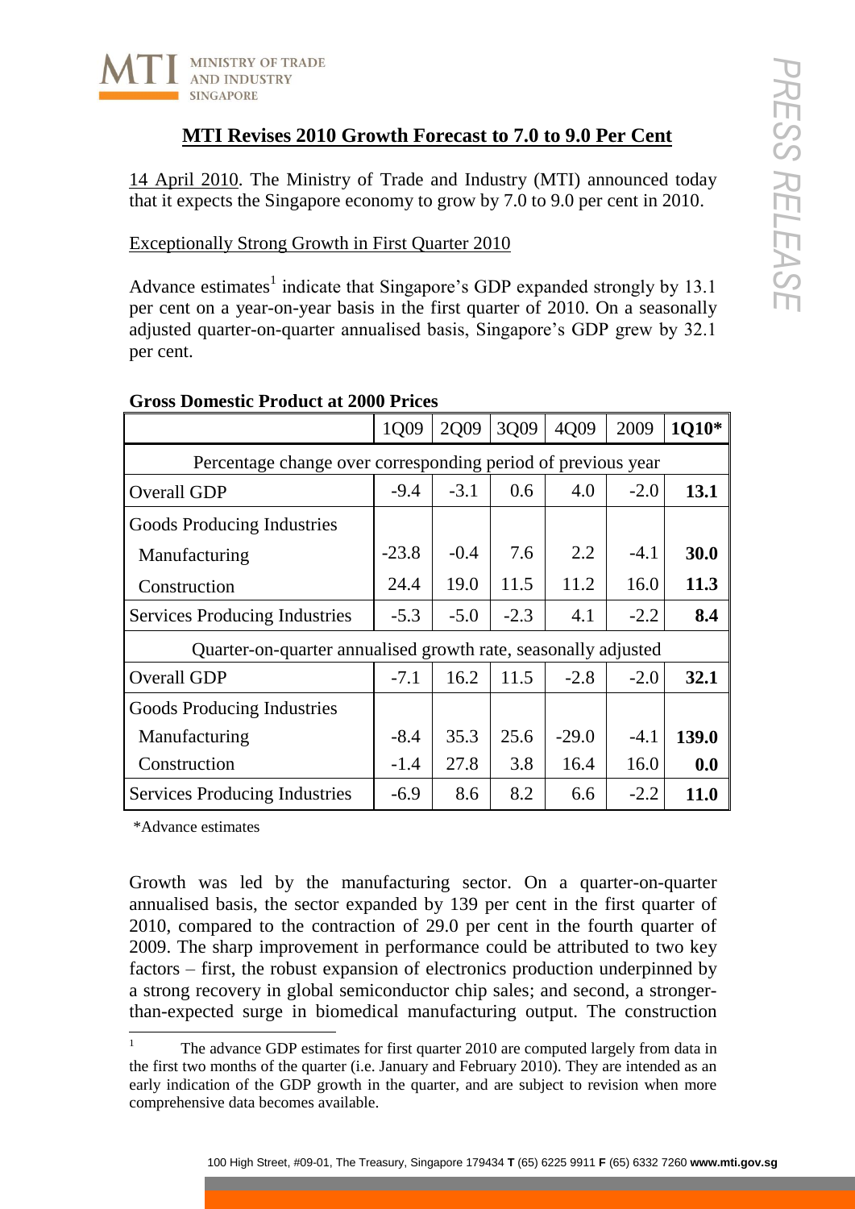# MTI Revises 2010 Growth Forecast to 7.0 to 9.0 Per Cent

14 April 2010. The Ministry of Trade and Industry (MTI) announced today that it expects the Singapore economy to grow by 7.0 to 9.0 per cent in 2010.

## Exceptionally Strong Growth in First Quarter 2010

Advance estimates[1] indicate that Singapore's GDP expanded strongly by 13.1 per cent on a year-on-year basis in the first quarter of 2010. On a seasonally adjusted quarter-on-quarter annualised basis, Singapore's GDP grew by 32.1 per cent.

**Gross Domestic Product at 2000 Prices**

| | 1Q09 | 2Q09 | 3Q09 | 4Q09 | 2009 | 1Q10* |
|---|---|---|---|---|---|---|
| Percentage change over corresponding period of previous year | | | | | | |
| Overall GDP | -9.4 | -3.1 | 0.6 | 4.0 | -2.0 | **13.1** |
| Goods Producing Industries | | | | | | |
| Manufacturing | -23.8 | -0.4 | 7.6 | 2.2 | -4.1 | **30.0** |
| Construction | 24.4 | 19.0 | 11.5 | 11.2 | 16.0 | **11.3** |
| Services Producing Industries | -5.3 | -5.0 | -2.3 | 4.1 | -2.2 | **8.4** |
| Quarter-on-quarter annualised growth rate, seasonally adjusted | | | | | | |
| Overall GDP | -7.1 | 16.2 | 11.5 | -2.8 | -2.0 | **32.1** |
| Goods Producing Industries | | | | | | |
| Manufacturing | -8.4 | 35.3 | 25.6 | -29.0 | -4.1 | **139.0** |
| Construction | -1.4 | 27.8 | 3.8 | 16.4 | 16.0 | **0.0** |
| Services Producing Industries | -6.9 | 8.6 | 8.2 | 6.6 | -2.2 | **11.0** |

*Advance estimates

Growth was led by the manufacturing sector. On a quarter-on-quarter annualised basis, the sector expanded by 139 per cent in the first quarter of 2010, compared to the contraction of 29.0 per cent in the fourth quarter of 2009. The sharp improvement in performance could be attributed to two key factors – first, the robust expansion of electronics production underpinned by a strong recovery in global semiconductor chip sales; and second, a stronger-than-expected surge in biomedical manufacturing output. The construction

[1] The advance GDP estimates for first quarter 2010 are computed largely from data in the first two months of the quarter (i.e. January and February 2010). They are intended as an early indication of the GDP growth in the quarter, and are subject to revision when more comprehensive data becomes available.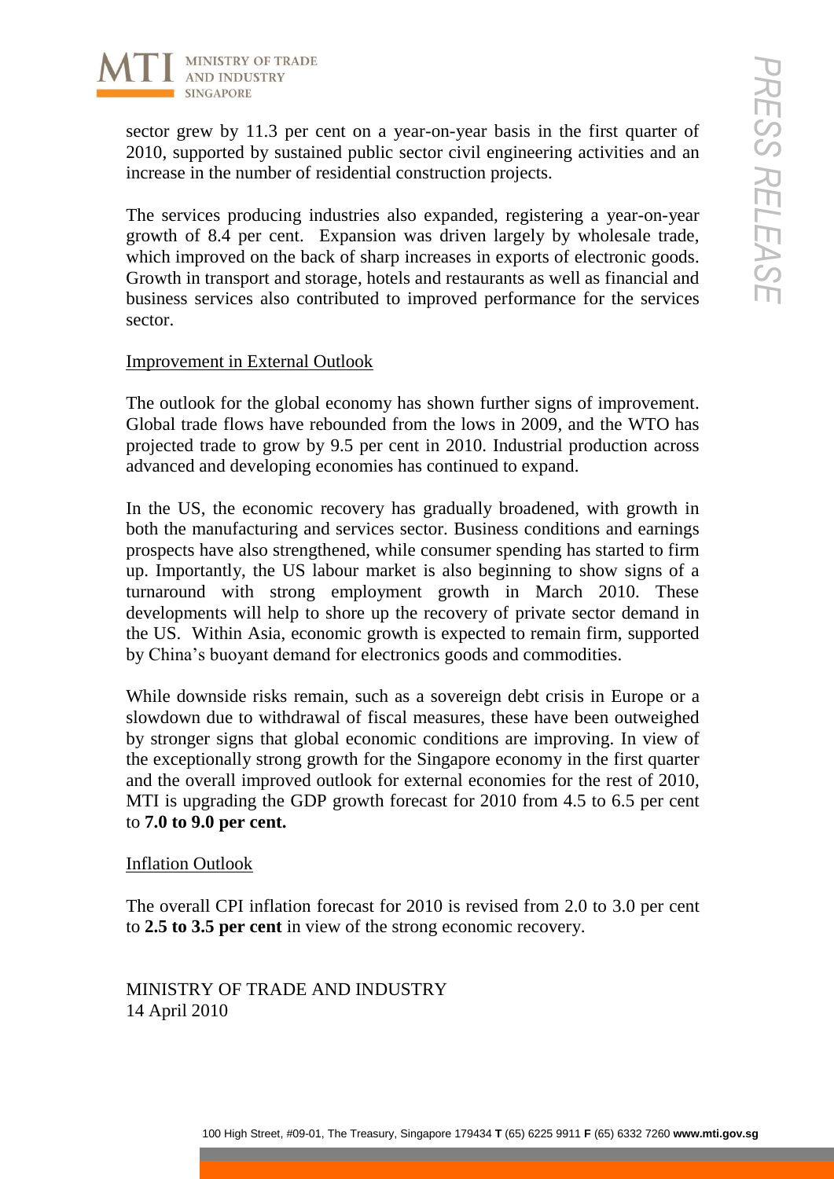sector grew by 11.3 per cent on a year-on-year basis in the first quarter of 2010, supported by sustained public sector civil engineering activities and an increase in the number of residential construction projects.

The services producing industries also expanded, registering a year-on-year growth of 8.4 per cent. Expansion was driven largely by wholesale trade, which improved on the back of sharp increases in exports of electronic goods. Growth in transport and storage, hotels and restaurants as well as financial and business services also contributed to improved performance for the services sector.

## Improvement in External Outlook

The outlook for the global economy has shown further signs of improvement. Global trade flows have rebounded from the lows in 2009, and the WTO has projected trade to grow by 9.5 per cent in 2010. Industrial production across advanced and developing economies has continued to expand.

In the US, the economic recovery has gradually broadened, with growth in both the manufacturing and services sector. Business conditions and earnings prospects have also strengthened, while consumer spending has started to firm up. Importantly, the US labour market is also beginning to show signs of a turnaround with strong employment growth in March 2010. These developments will help to shore up the recovery of private sector demand in the US. Within Asia, economic growth is expected to remain firm, supported by China's buoyant demand for electronics goods and commodities.

While downside risks remain, such as a sovereign debt crisis in Europe or a slowdown due to withdrawal of fiscal measures, these have been outweighed by stronger signs that global economic conditions are improving. In view of the exceptionally strong growth for the Singapore economy in the first quarter and the overall improved outlook for external economies for the rest of 2010, MTI is upgrading the GDP growth forecast for 2010 from 4.5 to 6.5 per cent to **7.0 to 9.0 per cent.**

## Inflation Outlook

The overall CPI inflation forecast for 2010 is revised from 2.0 to 3.0 per cent to **2.5 to 3.5 per cent** in view of the strong economic recovery.

MINISTRY OF TRADE AND INDUSTRY
14 April 2010